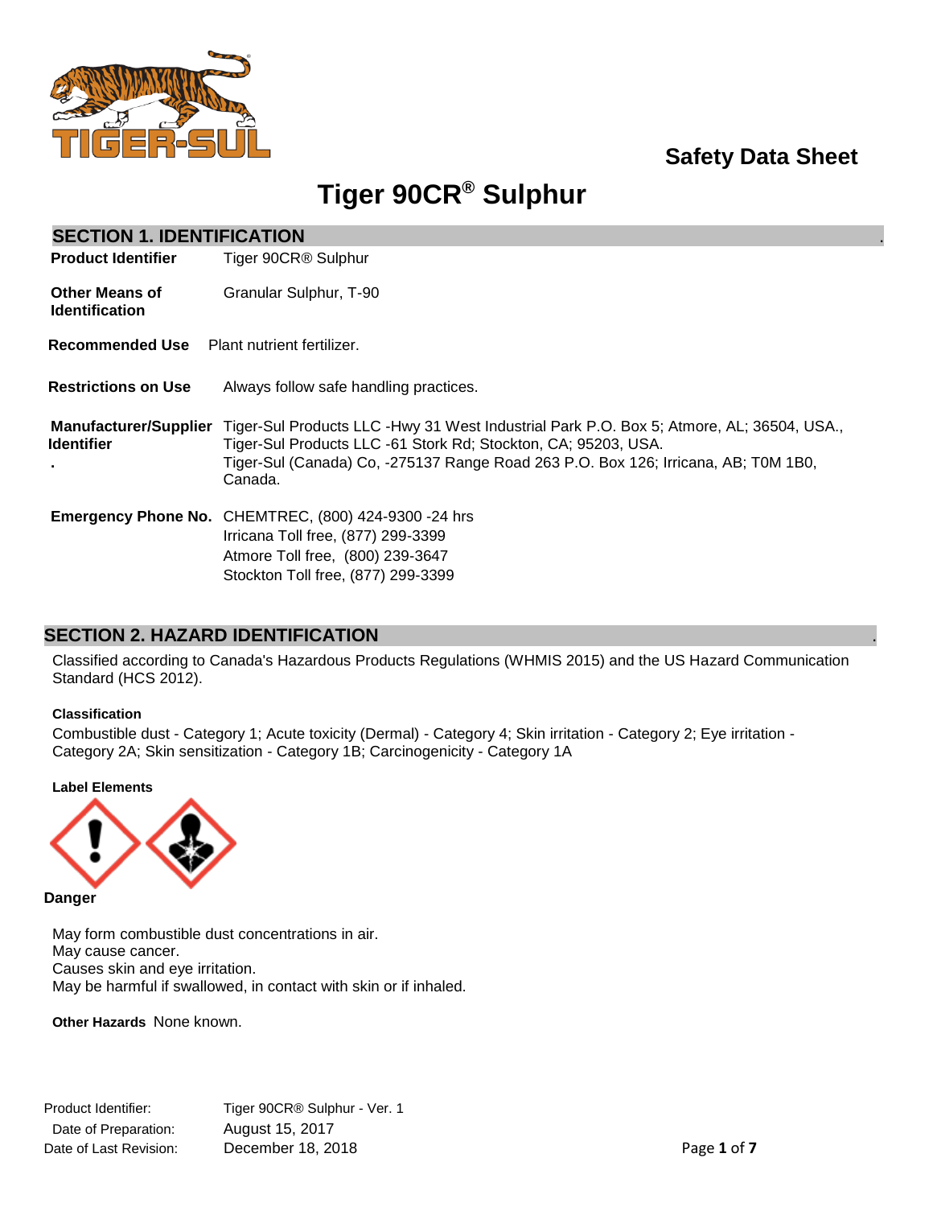Safety Data Sheet

# Tiger 90CR® Sulphur

## SECTION 1. IDENTIFICATION

**Product Identifier** Tiger 90CR® Sulphur

**Other Means of Identification** Granular Sulphur, T-90

**Recommended Use** Plant nutrient fertilizer.

**Restrictions on Use** Always follow safe handling practices.

**Manufacturer/Supplier Identifier**
Tiger-Sul Products LLC -Hwy 31 West Industrial Park P.O. Box 5; Atmore, AL; 36504, USA.,
Tiger-Sul Products LLC -61 Stork Rd; Stockton, CA; 95203, USA.
Tiger-Sul (Canada) Co, -275137 Range Road 263 P.O. Box 126; Irricana, AB; T0M 1B0, Canada.

**Emergency Phone No.**
CHEMTREC, (800) 424-9300 -24 hrs
Irricana Toll free, (877) 299-3399
Atmore Toll free, (800) 239-3647
Stockton Toll free, (877) 299-3399

## SECTION 2. HAZARD IDENTIFICATION

Classified according to Canada's Hazardous Products Regulations (WHMIS 2015) and the US Hazard Communication Standard (HCS 2012).

**Classification**

Combustible dust - Category 1; Acute toxicity (Dermal) - Category 4; Skin irritation - Category 2; Eye irritation - Category 2A; Skin sensitization - Category 1B; Carcinogenicity - Category 1A

**Label Elements**

**Danger**

May form combustible dust concentrations in air.
May cause cancer.
Causes skin and eye irritation.
May be harmful if swallowed, in contact with skin or if inhaled.

**Other Hazards** None known.

Product Identifier: Tiger 90CR® Sulphur - Ver. 1
Date of Preparation: August 15, 2017
Date of Last Revision: December 18, 2018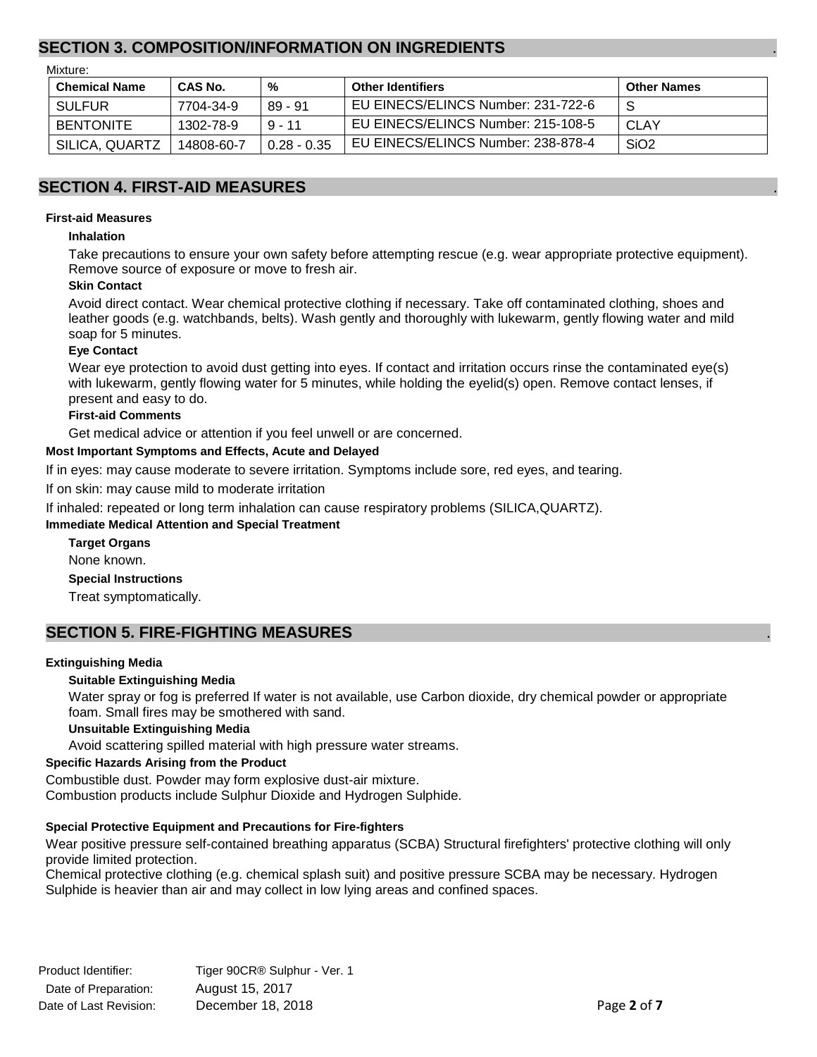## SECTION 3. COMPOSITION/INFORMATION ON INGREDIENTS

Mixture:

| Chemical Name | CAS No. | % | Other Identifiers | Other Names |
|---|---|---|---|---|
| SULFUR | 7704-34-9 | 89 - 91 | EU EINECS/ELINCS Number: 231-722-6 | S |
| BENTONITE | 1302-78-9 | 9 - 11 | EU EINECS/ELINCS Number: 215-108-5 | CLAY |
| SILICA, QUARTZ | 14808-60-7 | 0.28 - 0.35 | EU EINECS/ELINCS Number: 238-878-4 | $SiO_2$ |

## SECTION 4. FIRST-AID MEASURES

**First-aid Measures**

**Inhalation**

Take precautions to ensure your own safety before attempting rescue (e.g. wear appropriate protective equipment). Remove source of exposure or move to fresh air.

**Skin Contact**

Avoid direct contact. Wear chemical protective clothing if necessary. Take off contaminated clothing, shoes and leather goods (e.g. watchbands, belts). Wash gently and thoroughly with lukewarm, gently flowing water and mild soap for 5 minutes.

**Eye Contact**

Wear eye protection to avoid dust getting into eyes. If contact and irritation occurs rinse the contaminated eye(s) with lukewarm, gently flowing water for 5 minutes, while holding the eyelid(s) open. Remove contact lenses, if present and easy to do.

**First-aid Comments**

Get medical advice or attention if you feel unwell or are concerned.

**Most Important Symptoms and Effects, Acute and Delayed**

If in eyes: may cause moderate to severe irritation. Symptoms include sore, red eyes, and tearing.

If on skin: may cause mild to moderate irritation

If inhaled: repeated or long term inhalation can cause respiratory problems (SILICA,QUARTZ).

**Immediate Medical Attention and Special Treatment**

**Target Organs**

None known.

**Special Instructions**

Treat symptomatically.

## SECTION 5. FIRE-FIGHTING MEASURES

**Extinguishing Media**

**Suitable Extinguishing Media**

Water spray or fog is preferred If water is not available, use Carbon dioxide, dry chemical powder or appropriate foam. Small fires may be smothered with sand.

**Unsuitable Extinguishing Media**

Avoid scattering spilled material with high pressure water streams.

**Specific Hazards Arising from the Product**

Combustible dust. Powder may form explosive dust-air mixture.
Combustion products include Sulphur Dioxide and Hydrogen Sulphide.

**Special Protective Equipment and Precautions for Fire-fighters**

Wear positive pressure self-contained breathing apparatus (SCBA) Structural firefighters' protective clothing will only provide limited protection.
Chemical protective clothing (e.g. chemical splash suit) and positive pressure SCBA may be necessary. Hydrogen Sulphide is heavier than air and may collect in low lying areas and confined spaces.

Product Identifier: Tiger 90CR® Sulphur - Ver. 1
Date of Preparation: August 15, 2017
Date of Last Revision: December 18, 2018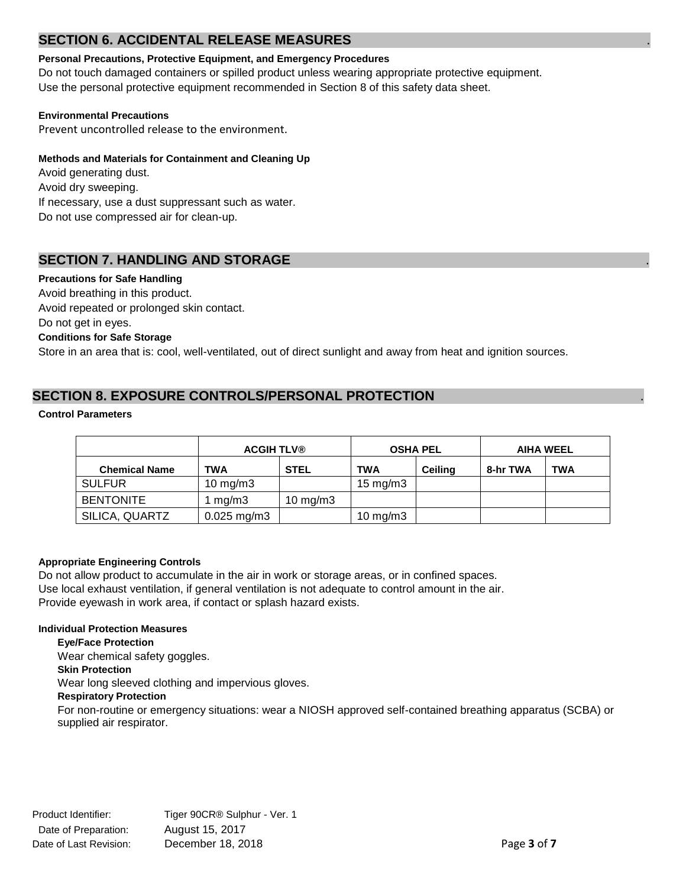## SECTION 6. ACCIDENTAL RELEASE MEASURES

**Personal Precautions, Protective Equipment, and Emergency Procedures**

Do not touch damaged containers or spilled product unless wearing appropriate protective equipment.
Use the personal protective equipment recommended in Section 8 of this safety data sheet.

**Environmental Precautions**

Prevent uncontrolled release to the environment.

**Methods and Materials for Containment and Cleaning Up**

Avoid generating dust.
Avoid dry sweeping.
If necessary, use a dust suppressant such as water.
Do not use compressed air for clean-up.

## SECTION 7. HANDLING AND STORAGE

**Precautions for Safe Handling**

Avoid breathing in this product.
Avoid repeated or prolonged skin contact.
Do not get in eyes.

**Conditions for Safe Storage**

Store in an area that is: cool, well-ventilated, out of direct sunlight and away from heat and ignition sources.

## SECTION 8. EXPOSURE CONTROLS/PERSONAL PROTECTION

**Control Parameters**

| | ACGIH TLV® | | OSHA PEL | | AIHA WEEL | |
|---|---|---|---|---|---|---|
| **Chemical Name** | **TWA** | **STEL** | **TWA** | **Ceiling** | **8-hr TWA** | **TWA** |
| SULFUR | 10 mg/m3 | | 15 mg/m3 | | | |
| BENTONITE | 1 mg/m3 | 10 mg/m3 | | | | |
| SILICA, QUARTZ | 0.025 mg/m3 | | 10 mg/m3 | | | |

**Appropriate Engineering Controls**

Do not allow product to accumulate in the air in work or storage areas, or in confined spaces.
Use local exhaust ventilation, if general ventilation is not adequate to control amount in the air.
Provide eyewash in work area, if contact or splash hazard exists.

**Individual Protection Measures**

**Eye/Face Protection**

Wear chemical safety goggles.

**Skin Protection**

Wear long sleeved clothing and impervious gloves.

**Respiratory Protection**

For non-routine or emergency situations: wear a NIOSH approved self-contained breathing apparatus (SCBA) or supplied air respirator.

Product Identifier: Tiger 90CR® Sulphur - Ver. 1
Date of Preparation: August 15, 2017
Date of Last Revision: December 18, 2018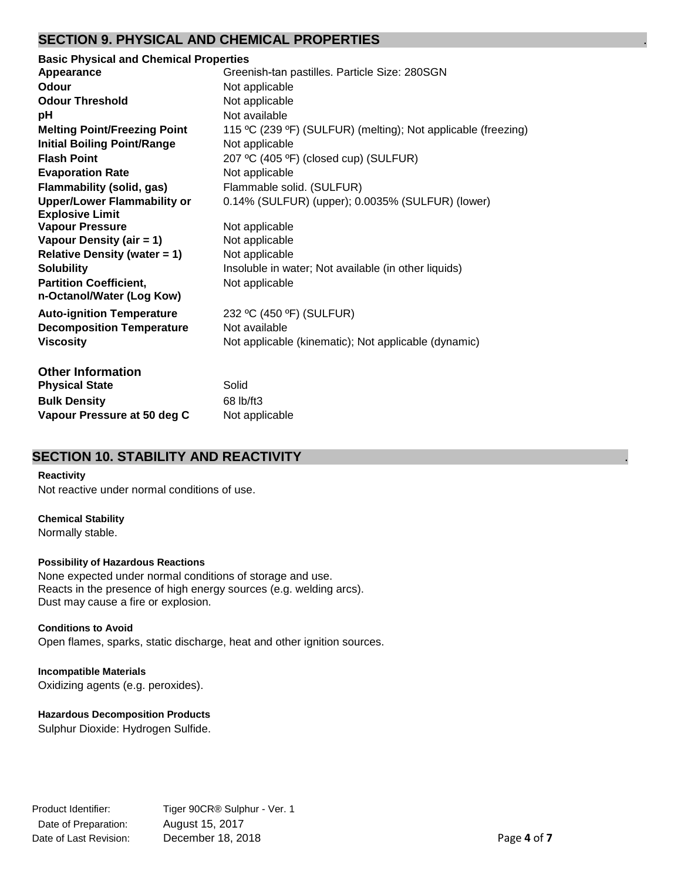## SECTION 9. PHYSICAL AND CHEMICAL PROPERTIES

### Basic Physical and Chemical Properties

| | |
|---|---|
| **Appearance** | Greenish-tan pastilles. Particle Size: 280SGN |
| **Odour** | Not applicable |
| **Odour Threshold** | Not applicable |
| **pH** | Not available |
| **Melting Point/Freezing Point** | 115 ºC (239 ºF) (SULFUR) (melting); Not applicable (freezing) |
| **Initial Boiling Point/Range** | Not applicable |
| **Flash Point** | 207 ºC (405 ºF) (closed cup) (SULFUR) |
| **Evaporation Rate** | Not applicable |
| **Flammability (solid, gas)** | Flammable solid. (SULFUR) |
| **Upper/Lower Flammability or Explosive Limit** | 0.14% (SULFUR) (upper); 0.0035% (SULFUR) (lower) |
| **Vapour Pressure** | Not applicable |
| **Vapour Density (air = 1)** | Not applicable |
| **Relative Density (water = 1)** | Not applicable |
| **Solubility** | Insoluble in water; Not available (in other liquids) |
| **Partition Coefficient, n-Octanol/Water (Log Kow)** | Not applicable |
| **Auto-ignition Temperature** | 232 ºC (450 ºF) (SULFUR) |
| **Decomposition Temperature** | Not available |
| **Viscosity** | Not applicable (kinematic); Not applicable (dynamic) |

### Other Information

| | |
|---|---|
| **Physical State** | Solid |
| **Bulk Density** | 68 lb/ft3 |
| **Vapour Pressure at 50 deg C** | Not applicable |

## SECTION 10. STABILITY AND REACTIVITY

**Reactivity**

Not reactive under normal conditions of use.

**Chemical Stability**

Normally stable.

**Possibility of Hazardous Reactions**

None expected under normal conditions of storage and use.
Reacts in the presence of high energy sources (e.g. welding arcs).
Dust may cause a fire or explosion.

**Conditions to Avoid**

Open flames, sparks, static discharge, heat and other ignition sources.

**Incompatible Materials**

Oxidizing agents (e.g. peroxides).

**Hazardous Decomposition Products**

Sulphur Dioxide: Hydrogen Sulfide.

Product Identifier: Tiger 90CR® Sulphur - Ver. 1
Date of Preparation: August 15, 2017
Date of Last Revision: December 18, 2018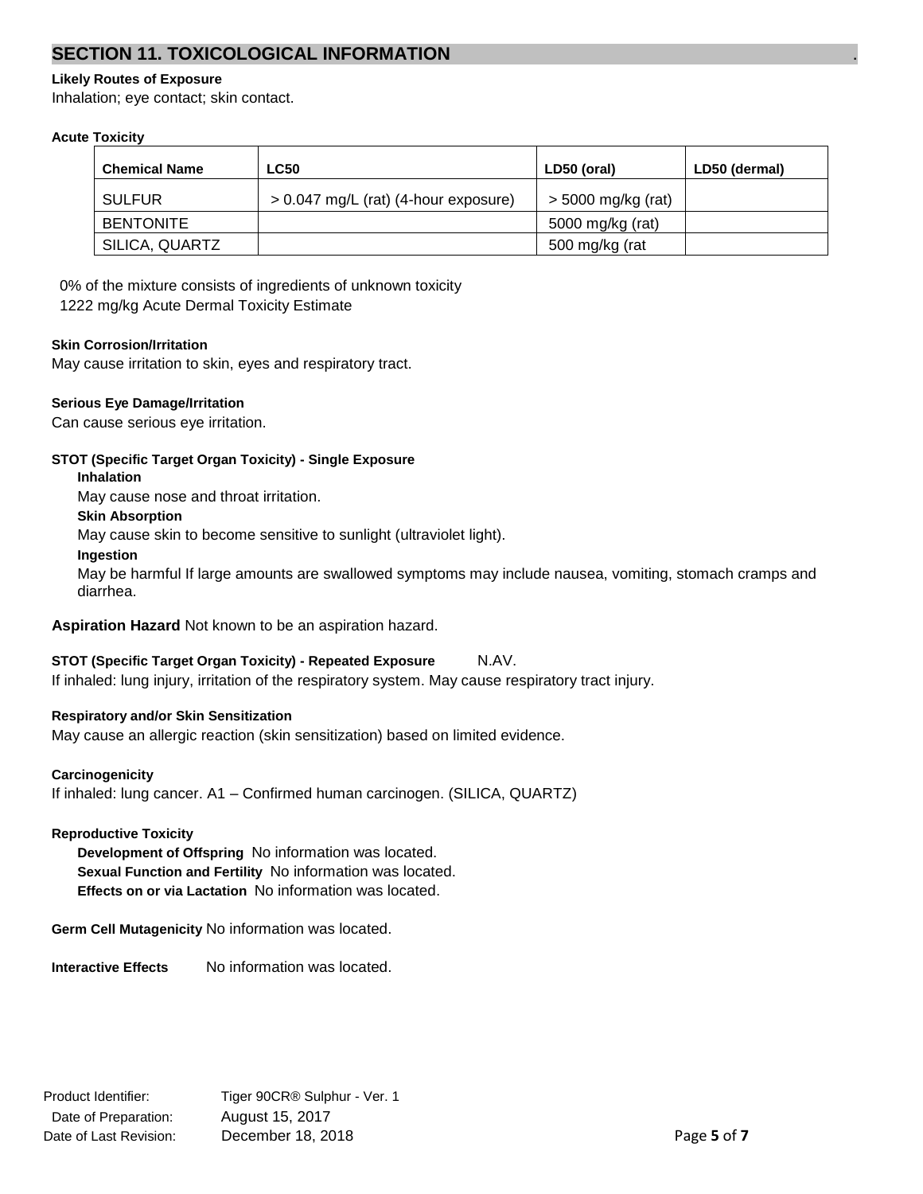## SECTION 11. TOXICOLOGICAL INFORMATION

**Likely Routes of Exposure**

Inhalation; eye contact; skin contact.

**Acute Toxicity**

| Chemical Name | LC50 | LD50 (oral) | LD50 (dermal) |
|---|---|---|---|
| SULFUR | > 0.047 mg/L (rat) (4-hour exposure) | > 5000 mg/kg (rat) | |
| BENTONITE | | 5000 mg/kg (rat) | |
| SILICA, QUARTZ | | 500 mg/kg (rat | |

0% of the mixture consists of ingredients of unknown toxicity

1222 mg/kg Acute Dermal Toxicity Estimate

**Skin Corrosion/Irritation**

May cause irritation to skin, eyes and respiratory tract.

**Serious Eye Damage/Irritation**

Can cause serious eye irritation.

**STOT (Specific Target Organ Toxicity) - Single Exposure**

**Inhalation**

May cause nose and throat irritation.

**Skin Absorption**

May cause skin to become sensitive to sunlight (ultraviolet light).

**Ingestion**

May be harmful If large amounts are swallowed symptoms may include nausea, vomiting, stomach cramps and diarrhea.

**Aspiration Hazard** Not known to be an aspiration hazard.

**STOT (Specific Target Organ Toxicity) - Repeated Exposure** N.AV.

If inhaled: lung injury, irritation of the respiratory system. May cause respiratory tract injury.

**Respiratory and/or Skin Sensitization**

May cause an allergic reaction (skin sensitization) based on limited evidence.

**Carcinogenicity**

If inhaled: lung cancer. A1 – Confirmed human carcinogen. (SILICA, QUARTZ)

**Reproductive Toxicity**

**Development of Offspring** No information was located.

**Sexual Function and Fertility** No information was located.

**Effects on or via Lactation** No information was located.

**Germ Cell Mutagenicity** No information was located.

**Interactive Effects** No information was located.

Product Identifier: Tiger 90CR® Sulphur - Ver. 1

Date of Preparation: August 15, 2017

Date of Last Revision: December 18, 2018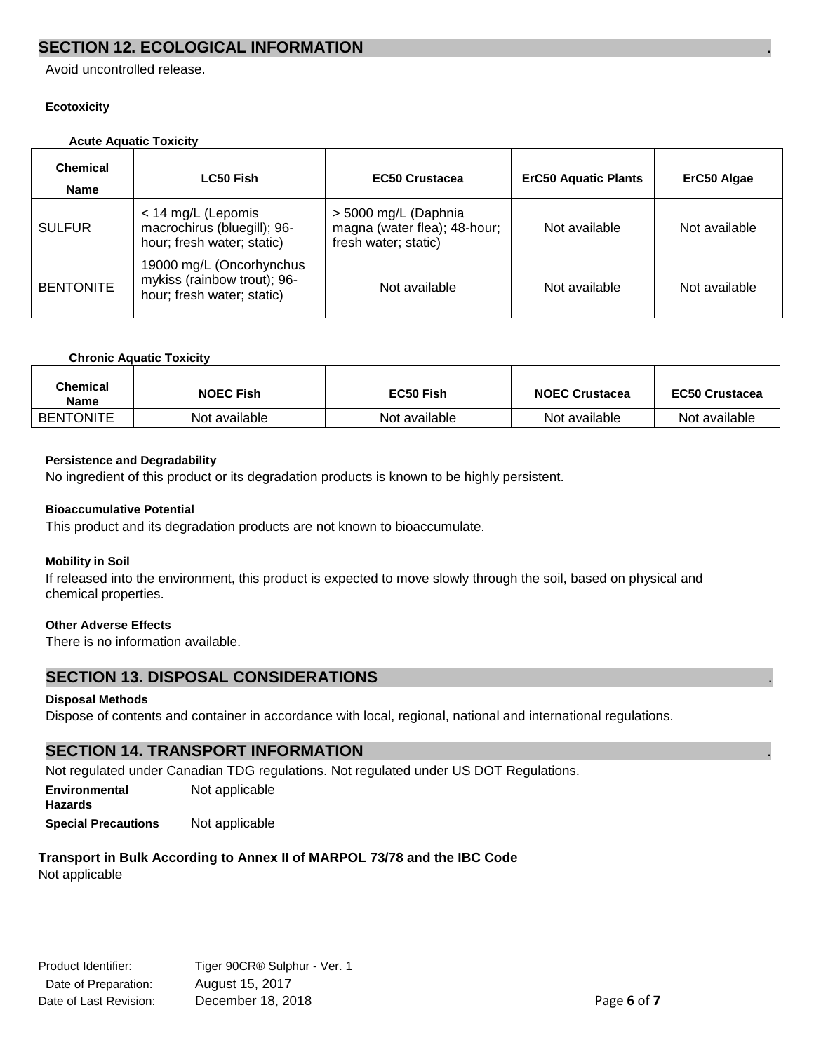## SECTION 12. ECOLOGICAL INFORMATION

Avoid uncontrolled release.

**Ecotoxicity**

**Acute Aquatic Toxicity**

| Chemical Name | LC50 Fish | EC50 Crustacea | ErC50 Aquatic Plants | ErC50 Algae |
|---|---|---|---|---|
| SULFUR | < 14 mg/L (Lepomis macrochirus (bluegill); 96-hour; fresh water; static) | > 5000 mg/L (Daphnia magna (water flea); 48-hour; fresh water; static) | Not available | Not available |
| BENTONITE | 19000 mg/L (Oncorhynchus mykiss (rainbow trout); 96-hour; fresh water; static) | Not available | Not available | Not available |

**Chronic Aquatic Toxicity**

| Chemical Name | NOEC Fish | EC50 Fish | NOEC Crustacea | EC50 Crustacea |
|---|---|---|---|---|
| BENTONITE | Not available | Not available | Not available | Not available |

**Persistence and Degradability**

No ingredient of this product or its degradation products is known to be highly persistent.

**Bioaccumulative Potential**

This product and its degradation products are not known to bioaccumulate.

**Mobility in Soil**

If released into the environment, this product is expected to move slowly through the soil, based on physical and chemical properties.

**Other Adverse Effects**

There is no information available.

## SECTION 13. DISPOSAL CONSIDERATIONS

**Disposal Methods**

Dispose of contents and container in accordance with local, regional, national and international regulations.

## SECTION 14. TRANSPORT INFORMATION

Not regulated under Canadian TDG regulations. Not regulated under US DOT Regulations.

**Environmental Hazards** Not applicable

**Special Precautions** Not applicable

**Transport in Bulk According to Annex II of MARPOL 73/78 and the IBC Code**

Not applicable

Product Identifier: Tiger 90CR® Sulphur - Ver. 1
Date of Preparation: August 15, 2017
Date of Last Revision: December 18, 2018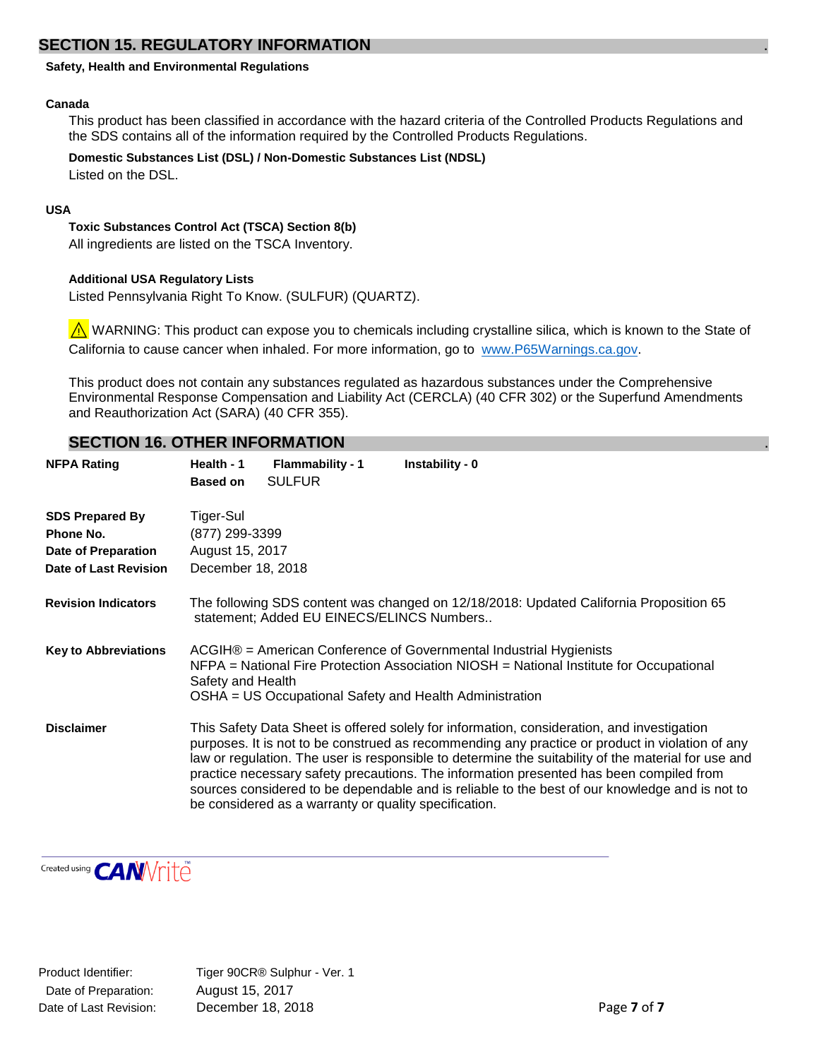## SECTION 15. REGULATORY INFORMATION

**Safety, Health and Environmental Regulations**

**Canada**

This product has been classified in accordance with the hazard criteria of the Controlled Products Regulations and the SDS contains all of the information required by the Controlled Products Regulations.

**Domestic Substances List (DSL) / Non-Domestic Substances List (NDSL)**

Listed on the DSL.

**USA**

**Toxic Substances Control Act (TSCA) Section 8(b)**

All ingredients are listed on the TSCA Inventory.

**Additional USA Regulatory Lists**

Listed Pennsylvania Right To Know. (SULFUR) (QUARTZ).

⚠ WARNING: This product can expose you to chemicals including crystalline silica, which is known to the State of California to cause cancer when inhaled. For more information, go to www.P65Warnings.ca.gov.

This product does not contain any substances regulated as hazardous substances under the Comprehensive Environmental Response Compensation and Liability Act (CERCLA) (40 CFR 302) or the Superfund Amendments and Reauthorization Act (SARA) (40 CFR 355).

## SECTION 16. OTHER INFORMATION

**NFPA Rating** — **Health - 1** **Flammability - 1** **Instability - 0**
**Based on** SULFUR

**SDS Prepared By** Tiger-Sul
**Phone No.** (877) 299-3399
**Date of Preparation** August 15, 2017
**Date of Last Revision** December 18, 2018

**Revision Indicators** The following SDS content was changed on 12/18/2018: Updated California Proposition 65 statement; Added EU EINECS/ELINCS Numbers..

**Key to Abbreviations**
ACGIH® = American Conference of Governmental Industrial Hygienists
NFPA = National Fire Protection Association NIOSH = National Institute for Occupational Safety and Health
OSHA = US Occupational Safety and Health Administration

**Disclaimer** This Safety Data Sheet is offered solely for information, consideration, and investigation purposes. It is not to be construed as recommending any practice or product in violation of any law or regulation. The user is responsible to determine the suitability of the material for use and practice necessary safety precautions. The information presented has been compiled from sources considered to be dependable and is reliable to the best of our knowledge and is not to be considered as a warranty or quality specification.

Created using CANWrite™